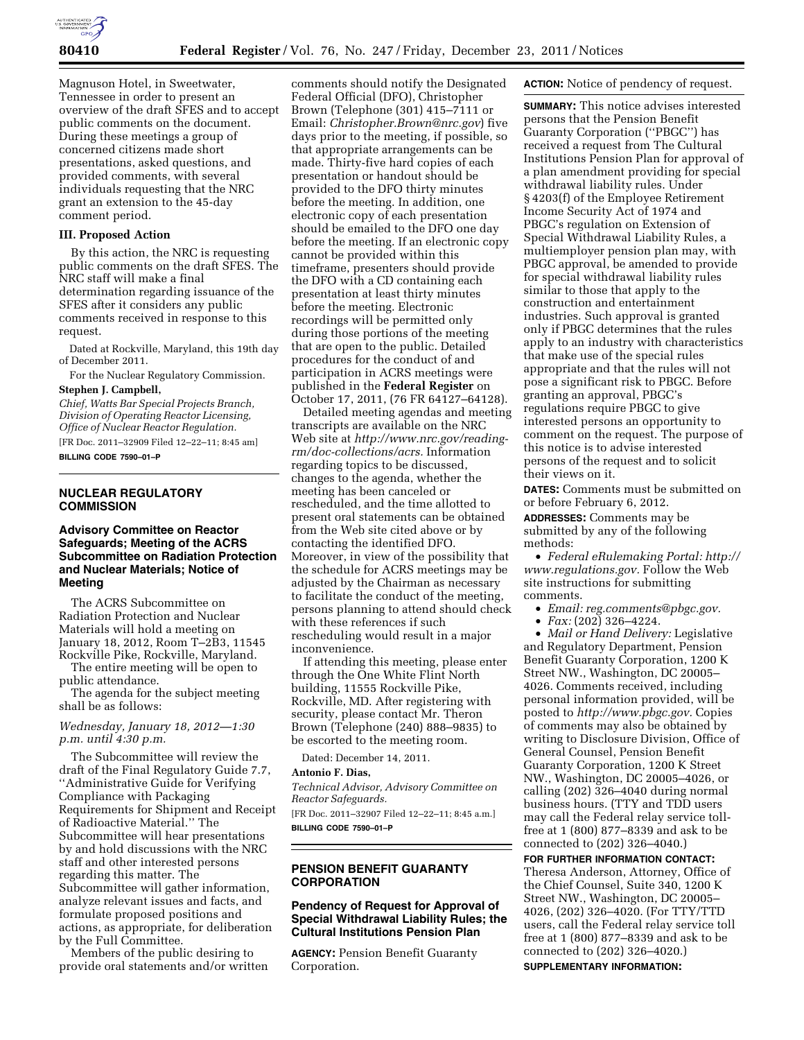Magnuson Hotel, in Sweetwater, Tennessee in order to present an overview of the draft SFES and to accept public comments on the document. During these meetings a group of concerned citizens made short presentations, asked questions, and provided comments, with several individuals requesting that the NRC grant an extension to the 45-day comment period.

### III. Proposed Action

By this action, the NRC is requesting public comments on the draft SFES. The NRC staff will make a final determination regarding issuance of the SFES after it considers any public comments received in response to this request.

Dated at Rockville, Maryland, this 19th day of December 2011.

For the Nuclear Regulatory Commission.

**Stephen J. Campbell,**

*Chief, Watts Bar Special Projects Branch, Division of Operating Reactor Licensing, Office of Nuclear Reactor Regulation.*

[FR Doc. 2011–32909 Filed 12–22–11; 8:45 am]

**BILLING CODE 7590–01–P**

---

## NUCLEAR REGULATORY COMMISSION

### Advisory Committee on Reactor Safeguards; Meeting of the ACRS Subcommittee on Radiation Protection and Nuclear Materials; Notice of Meeting

The ACRS Subcommittee on Radiation Protection and Nuclear Materials will hold a meeting on January 18, 2012, Room T–2B3, 11545 Rockville Pike, Rockville, Maryland.

The entire meeting will be open to public attendance.

The agenda for the subject meeting shall be as follows:

*Wednesday, January 18, 2012—1:30 p.m. until 4:30 p.m.*

The Subcommittee will review the draft of the Final Regulatory Guide 7.7, ''Administrative Guide for Verifying Compliance with Packaging Requirements for Shipment and Receipt of Radioactive Material.'' The Subcommittee will hear presentations by and hold discussions with the NRC staff and other interested persons regarding this matter. The Subcommittee will gather information, analyze relevant issues and facts, and formulate proposed positions and actions, as appropriate, for deliberation by the Full Committee.

Members of the public desiring to provide oral statements and/or written comments should notify the Designated Federal Official (DFO), Christopher Brown (Telephone (301) 415–7111 or Email: *Christopher.Brown@nrc.gov*) five days prior to the meeting, if possible, so that appropriate arrangements can be made. Thirty-five hard copies of each presentation or handout should be provided to the DFO thirty minutes before the meeting. In addition, one electronic copy of each presentation should be emailed to the DFO one day before the meeting. If an electronic copy cannot be provided within this timeframe, presenters should provide the DFO with a CD containing each presentation at least thirty minutes before the meeting. Electronic recordings will be permitted only during those portions of the meeting that are open to the public. Detailed procedures for the conduct of and participation in ACRS meetings were published in the **Federal Register** on October 17, 2011, (76 FR 64127–64128).

Detailed meeting agendas and meeting transcripts are available on the NRC Web site at *http://www.nrc.gov/reading-rm/doc-collections/acrs.* Information regarding topics to be discussed, changes to the agenda, whether the meeting has been canceled or rescheduled, and the time allotted to present oral statements can be obtained from the Web site cited above or by contacting the identified DFO. Moreover, in view of the possibility that the schedule for ACRS meetings may be adjusted by the Chairman as necessary to facilitate the conduct of the meeting, persons planning to attend should check with these references if such rescheduling would result in a major inconvenience.

If attending this meeting, please enter through the One White Flint North building, 11555 Rockville Pike, Rockville, MD. After registering with security, please contact Mr. Theron Brown (Telephone (240) 888–9835) to be escorted to the meeting room.

Dated: December 14, 2011.

**Antonio F. Dias,**

*Technical Advisor, Advisory Committee on Reactor Safeguards.*

[FR Doc. 2011–32907 Filed 12–22–11; 8:45 a.m.]

**BILLING CODE 7590–01–P**

---

## PENSION BENEFIT GUARANTY CORPORATION

### Pendency of Request for Approval of Special Withdrawal Liability Rules; the Cultural Institutions Pension Plan

**AGENCY:** Pension Benefit Guaranty Corporation.

**ACTION:** Notice of pendency of request.

**SUMMARY:** This notice advises interested persons that the Pension Benefit Guaranty Corporation (''PBGC'') has received a request from The Cultural Institutions Pension Plan for approval of a plan amendment providing for special withdrawal liability rules. Under § 4203(f) of the Employee Retirement Income Security Act of 1974 and PBGC's regulation on Extension of Special Withdrawal Liability Rules, a multiemployer pension plan may, with PBGC approval, be amended to provide for special withdrawal liability rules similar to those that apply to the construction and entertainment industries. Such approval is granted only if PBGC determines that the rules apply to an industry with characteristics that make use of the special rules appropriate and that the rules will not pose a significant risk to PBGC. Before granting an approval, PBGC's regulations require PBGC to give interested persons an opportunity to comment on the request. The purpose of this notice is to advise interested persons of the request and to solicit their views on it.

**DATES:** Comments must be submitted on or before February 6, 2012.

**ADDRESSES:** Comments may be submitted by any of the following methods:

- *Federal eRulemaking Portal: http://www.regulations.gov.* Follow the Web site instructions for submitting comments.
- *Email: reg.comments@pbgc.gov.*
- *Fax:* (202) 326–4224.
- *Mail or Hand Delivery:* Legislative and Regulatory Department, Pension Benefit Guaranty Corporation, 1200 K Street NW., Washington, DC 20005–4026. Comments received, including personal information provided, will be posted to *http://www.pbgc.gov.* Copies of comments may also be obtained by writing to Disclosure Division, Office of General Counsel, Pension Benefit Guaranty Corporation, 1200 K Street NW., Washington, DC 20005–4026, or calling (202) 326–4040 during normal business hours. (TTY and TDD users may call the Federal relay service toll-free at 1 (800) 877–8339 and ask to be connected to (202) 326–4040.)

**FOR FURTHER INFORMATION CONTACT:** Theresa Anderson, Attorney, Office of the Chief Counsel, Suite 340, 1200 K Street NW., Washington, DC 20005–4026, (202) 326–4020. (For TTY/TTD users, call the Federal relay service toll free at 1 (800) 877–8339 and ask to be connected to (202) 326–4020.)

**SUPPLEMENTARY INFORMATION:**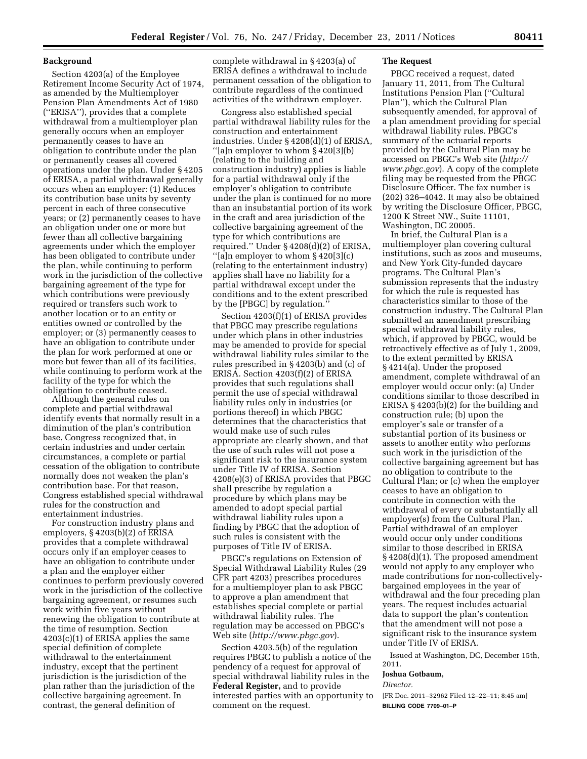## Background

Section 4203(a) of the Employee Retirement Income Security Act of 1974, as amended by the Multiemployer Pension Plan Amendments Act of 1980 (''ERISA''), provides that a complete withdrawal from a multiemployer plan generally occurs when an employer permanently ceases to have an obligation to contribute under the plan or permanently ceases all covered operations under the plan. Under § 4205 of ERISA, a partial withdrawal generally occurs when an employer: (1) Reduces its contribution base units by seventy percent in each of three consecutive years; or (2) permanently ceases to have an obligation under one or more but fewer than all collective bargaining agreements under which the employer has been obligated to contribute under the plan, while continuing to perform work in the jurisdiction of the collective bargaining agreement of the type for which contributions were previously required or transfers such work to another location or to an entity or entities owned or controlled by the employer; or (3) permanently ceases to have an obligation to contribute under the plan for work performed at one or more but fewer than all of its facilities, while continuing to perform work at the facility of the type for which the obligation to contribute ceased.

Although the general rules on complete and partial withdrawal identify events that normally result in a diminution of the plan's contribution base, Congress recognized that, in certain industries and under certain circumstances, a complete or partial cessation of the obligation to contribute normally does not weaken the plan's contribution base. For that reason, Congress established special withdrawal rules for the construction and entertainment industries.

For construction industry plans and employers, § 4203(b)(2) of ERISA provides that a complete withdrawal occurs only if an employer ceases to have an obligation to contribute under a plan and the employer either continues to perform previously covered work in the jurisdiction of the collective bargaining agreement, or resumes such work within five years without renewing the obligation to contribute at the time of resumption. Section 4203(c)(1) of ERISA applies the same special definition of complete withdrawal to the entertainment industry, except that the pertinent jurisdiction is the jurisdiction of the plan rather than the jurisdiction of the collective bargaining agreement. In contrast, the general definition of complete withdrawal in § 4203(a) of ERISA defines a withdrawal to include permanent cessation of the obligation to contribute regardless of the continued activities of the withdrawn employer.

Congress also established special partial withdrawal liability rules for the construction and entertainment industries. Under § 4208(d)(1) of ERISA, ''[a]n employer to whom § 420[3](b) (relating to the building and construction industry) applies is liable for a partial withdrawal only if the employer's obligation to contribute under the plan is continued for no more than an insubstantial portion of its work in the craft and area jurisdiction of the collective bargaining agreement of the type for which contributions are required.'' Under § 4208(d)(2) of ERISA, ''[a]n employer to whom § 420[3](c) (relating to the entertainment industry) applies shall have no liability for a partial withdrawal except under the conditions and to the extent prescribed by the [PBGC] by regulation.''

Section 4203(f)(1) of ERISA provides that PBGC may prescribe regulations under which plans in other industries may be amended to provide for special withdrawal liability rules similar to the rules prescribed in § 4203(b) and (c) of ERISA. Section 4203(f)(2) of ERISA provides that such regulations shall permit the use of special withdrawal liability rules only in industries (or portions thereof) in which PBGC determines that the characteristics that would make use of such rules appropriate are clearly shown, and that the use of such rules will not pose a significant risk to the insurance system under Title IV of ERISA. Section 4208(e)(3) of ERISA provides that PBGC shall prescribe by regulation a procedure by which plans may be amended to adopt special partial withdrawal liability rules upon a finding by PBGC that the adoption of such rules is consistent with the purposes of Title IV of ERISA.

PBGC's regulations on Extension of Special Withdrawal Liability Rules (29 CFR part 4203) prescribes procedures for a multiemployer plan to ask PBGC to approve a plan amendment that establishes special complete or partial withdrawal liability rules. The regulation may be accessed on PBGC's Web site (*http://www.pbgc.gov*).

Section 4203.5(b) of the regulation requires PBGC to publish a notice of the pendency of a request for approval of special withdrawal liability rules in the **Federal Register,** and to provide interested parties with an opportunity to comment on the request.

## The Request

PBGC received a request, dated January 11, 2011, from The Cultural Institutions Pension Plan (''Cultural Plan''), which the Cultural Plan subsequently amended, for approval of a plan amendment providing for special withdrawal liability rules. PBGC's summary of the actuarial reports provided by the Cultural Plan may be accessed on PBGC's Web site (*http://www.pbgc.gov*). A copy of the complete filing may be requested from the PBGC Disclosure Officer. The fax number is (202) 326–4042. It may also be obtained by writing the Disclosure Officer, PBGC, 1200 K Street NW., Suite 11101, Washington, DC 20005.

In brief, the Cultural Plan is a multiemployer plan covering cultural institutions, such as zoos and museums, and New York City-funded daycare programs. The Cultural Plan's submission represents that the industry for which the rule is requested has characteristics similar to those of the construction industry. The Cultural Plan submitted an amendment prescribing special withdrawal liability rules, which, if approved by PBGC, would be retroactively effective as of July 1, 2009, to the extent permitted by ERISA § 4214(a). Under the proposed amendment, complete withdrawal of an employer would occur only: (a) Under conditions similar to those described in ERISA § 4203(b)(2) for the building and construction rule; (b) upon the employer's sale or transfer of a substantial portion of its business or assets to another entity who performs such work in the jurisdiction of the collective bargaining agreement but has no obligation to contribute to the Cultural Plan; or (c) when the employer ceases to have an obligation to contribute in connection with the withdrawal of every or substantially all employer(s) from the Cultural Plan. Partial withdrawal of an employer would occur only under conditions similar to those described in ERISA § 4208(d)(1). The proposed amendment would not apply to any employer who made contributions for non-collectively-bargained employees in the year of withdrawal and the four preceding plan years. The request includes actuarial data to support the plan's contention that the amendment will not pose a significant risk to the insurance system under Title IV of ERISA.

Issued at Washington, DC, December 15th, 2011.

**Joshua Gotbaum,**

*Director.*

[FR Doc. 2011–32962 Filed 12–22–11; 8:45 am]

**BILLING CODE 7709–01–P**